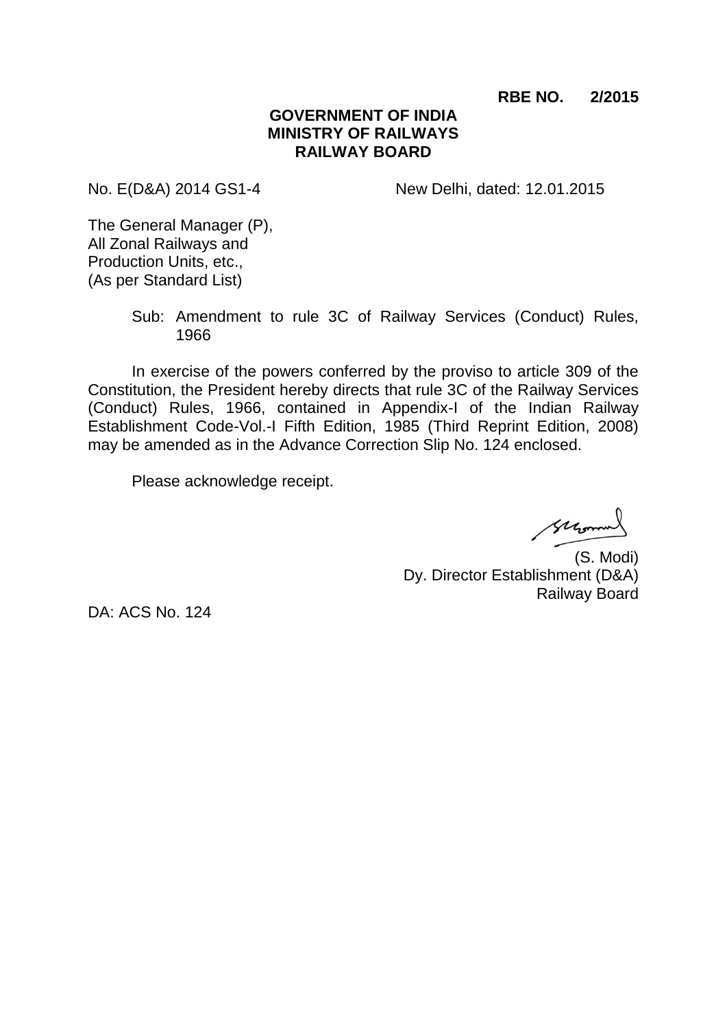**RBE NO. 2/2015**

**GOVERNMENT OF INDIA**
**MINISTRY OF RAILWAYS**
**RAILWAY BOARD**

No. E(D&A) 2014 GS1-4 New Delhi, dated: 12.01.2015

The General Manager (P),
All Zonal Railways and
Production Units, etc.,
(As per Standard List)

Sub: Amendment to rule 3C of Railway Services (Conduct) Rules, 1966

In exercise of the powers conferred by the proviso to article 309 of the Constitution, the President hereby directs that rule 3C of the Railway Services (Conduct) Rules, 1966, contained in Appendix-I of the Indian Railway Establishment Code-Vol.-I Fifth Edition, 1985 (Third Reprint Edition, 2008) may be amended as in the Advance Correction Slip No. 124 enclosed.

Please acknowledge receipt.

(S. Modi)
Dy. Director Establishment (D&A)
Railway Board

DA: ACS No. 124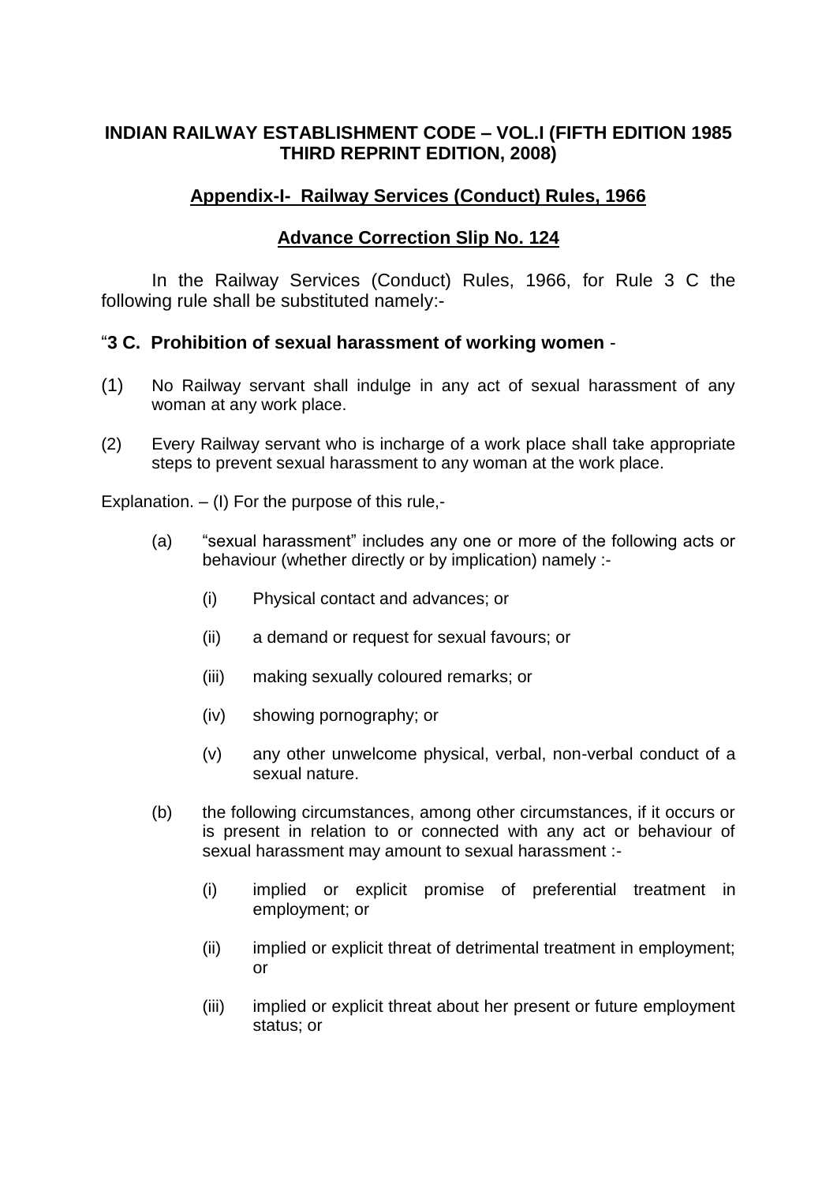**INDIAN RAILWAY ESTABLISHMENT CODE – VOL.I (FIFTH EDITION 1985 THIRD REPRINT EDITION, 2008)**

**Appendix-I- Railway Services (Conduct) Rules, 1966**

**Advance Correction Slip No. 124**

In the Railway Services (Conduct) Rules, 1966, for Rule 3 C the following rule shall be substituted namely:-

"**3 C. Prohibition of sexual harassment of working women** -

(1) No Railway servant shall indulge in any act of sexual harassment of any woman at any work place.

(2) Every Railway servant who is incharge of a work place shall take appropriate steps to prevent sexual harassment to any woman at the work place.

Explanation. – (I) For the purpose of this rule,-

(a) "sexual harassment" includes any one or more of the following acts or behaviour (whether directly or by implication) namely :-

(i) Physical contact and advances; or

(ii) a demand or request for sexual favours; or

(iii) making sexually coloured remarks; or

(iv) showing pornography; or

(v) any other unwelcome physical, verbal, non-verbal conduct of a sexual nature.

(b) the following circumstances, among other circumstances, if it occurs or is present in relation to or connected with any act or behaviour of sexual harassment may amount to sexual harassment :-

(i) implied or explicit promise of preferential treatment in employment; or

(ii) implied or explicit threat of detrimental treatment in employment; or

(iii) implied or explicit threat about her present or future employment status; or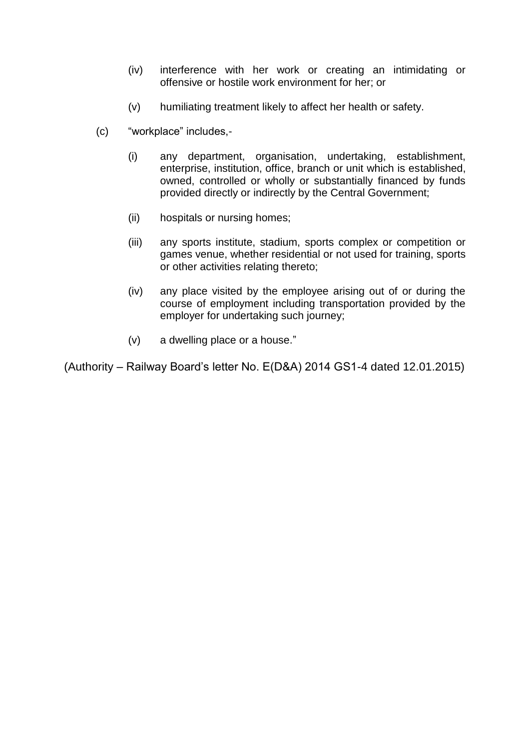(iv) interference with her work or creating an intimidating or offensive or hostile work environment for her; or

    (v) humiliating treatment likely to affect her health or safety.

(c) "workplace" includes,-

    (i) any department, organisation, undertaking, establishment, enterprise, institution, office, branch or unit which is established, owned, controlled or wholly or substantially financed by funds provided directly or indirectly by the Central Government;

    (ii) hospitals or nursing homes;

    (iii) any sports institute, stadium, sports complex or competition or games venue, whether residential or not used for training, sports or other activities relating thereto;

    (iv) any place visited by the employee arising out of or during the course of employment including transportation provided by the employer for undertaking such journey;

    (v) a dwelling place or a house."

(Authority – Railway Board's letter No. E(D&A) 2014 GS1-4 dated 12.01.2015)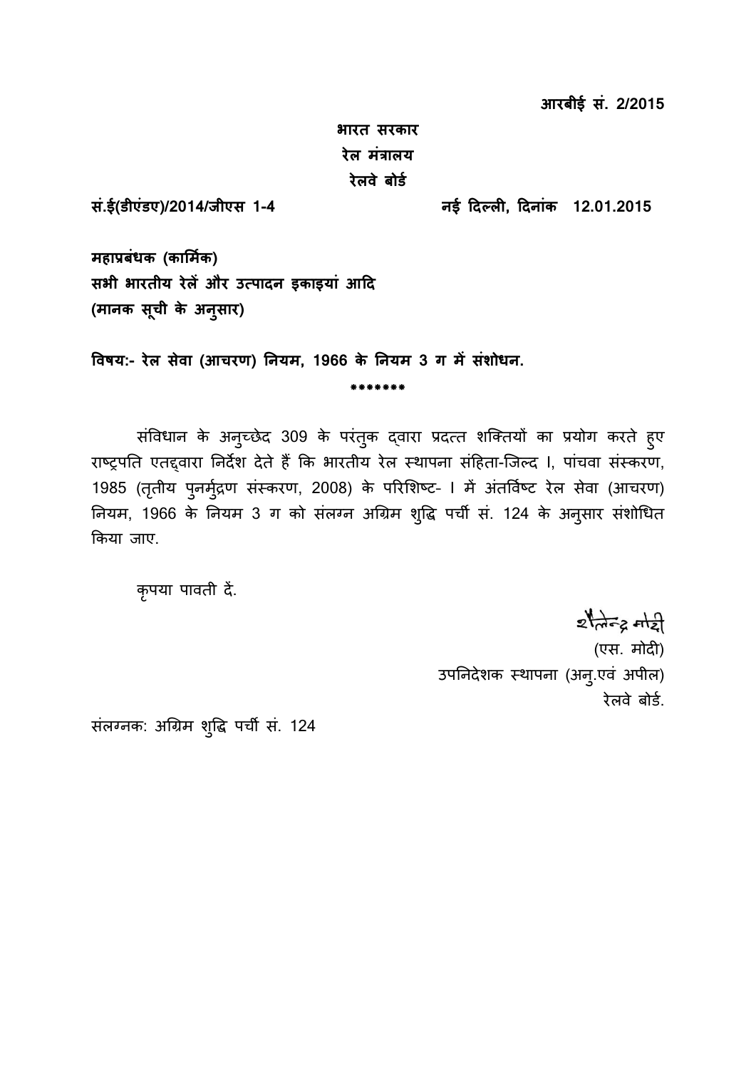**आरबीई सं. 2/2015**

**भारत सरकार**
**रेल मंत्रालय**
**रेलवे बोर्ड**

**सं.ई(डीएंडए)/2014/जीएस 1-4** **नई दिल्ली, दिनांक 12.01.2015**

**महाप्रबंधक (कार्मिक)**
**सभी भारतीय रेलें और उत्पादन इकाइयां आदि**
**(मानक सूची के अनुसार)**

**विषय:- रेल सेवा (आचरण) नियम, 1966 के नियम 3 ग में संशोधन.**

\*\*\*\*\*\*\*

संविधान के अनुच्छेद 309 के परंतुक द्वारा प्रदत्त शक्तियों का प्रयोग करते हुए राष्ट्रपति एतद्वारा निर्देश देते हैं कि भारतीय रेल स्थापना संहिता-जिल्द I, पांचवा संस्करण, 1985 (तृतीय पुनर्मुद्रण संस्करण, 2008) के परिशिष्ट- I में अंतर्विष्ट रेल सेवा (आचरण) नियम, 1966 के नियम 3 ग को संलग्न अग्रिम शुद्धि पर्ची सं. 124 के अनुसार संशोधित किया जाए.

कृपया पावती दें.

शैलेन्द्र मोदी
(एस. मोदी)
उपनिदेशक स्थापना (अनु.एवं अपील)
रेलवे बोर्ड.

संलग्नक: अग्रिम शुद्धि पर्ची सं. 124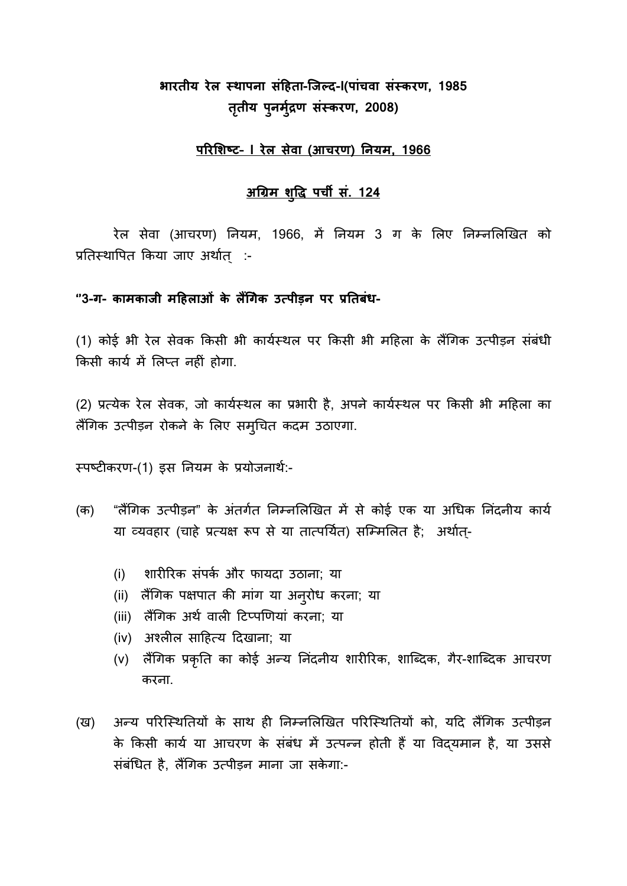**भारतीय रेल स्थापना संहिता-जिल्द-I(पांचवा संस्करण, 1985**
**तृतीय पुनर्मुद्रण संस्करण, 2008)**

**परिशिष्ट- I रेल सेवा (आचरण) नियम, 1966**

**अग्रिम शुद्धि पर्ची सं. 124**

रेल सेवा (आचरण) नियम, 1966, में नियम 3 ग के लिए निम्नलिखित को प्रतिस्थापित किया जाए अर्थात् :-

**"3-ग- कामकाजी महिलाओं के लैंगिक उत्पीड़न पर प्रतिबंध-**

(1) कोई भी रेल सेवक किसी भी कार्यस्थल पर किसी भी महिला के लैंगिक उत्पीड़न संबंधी किसी कार्य में लिप्त नहीं होगा.

(2) प्रत्येक रेल सेवक, जो कार्यस्थल का प्रभारी है, अपने कार्यस्थल पर किसी भी महिला का लैंगिक उत्पीड़न रोकने के लिए समुचित कदम उठाएगा.

स्पष्टीकरण-(1) इस नियम के प्रयोजनार्थ:-

(क) "लैंगिक उत्पीड़न" के अंतर्गत निम्नलिखित में से कोई एक या अधिक निंदनीय कार्य या व्यवहार (चाहे प्रत्यक्ष रूप से या तात्पर्यित) सम्मिलित है; अर्थात्-

- (i) शारीरिक संपर्क और फायदा उठाना; या
- (ii) लैंगिक पक्षपात की मांग या अनुरोध करना; या
- (iii) लैंगिक अर्थ वाली टिप्पणियां करना; या
- (iv) अश्लील साहित्य दिखाना; या
- (v) लैंगिक प्रकृति का कोई अन्य निंदनीय शारीरिक, शाब्दिक, गैर-शाब्दिक आचरण करना.

(ख) अन्य परिस्थितियों के साथ ही निम्नलिखित परिस्थितियों को, यदि लैंगिक उत्पीड़न के किसी कार्य या आचरण के संबंध में उत्पन्न होती हैं या विद्यमान है, या उससे संबंधित है, लैंगिक उत्पीड़न माना जा सकेगा:-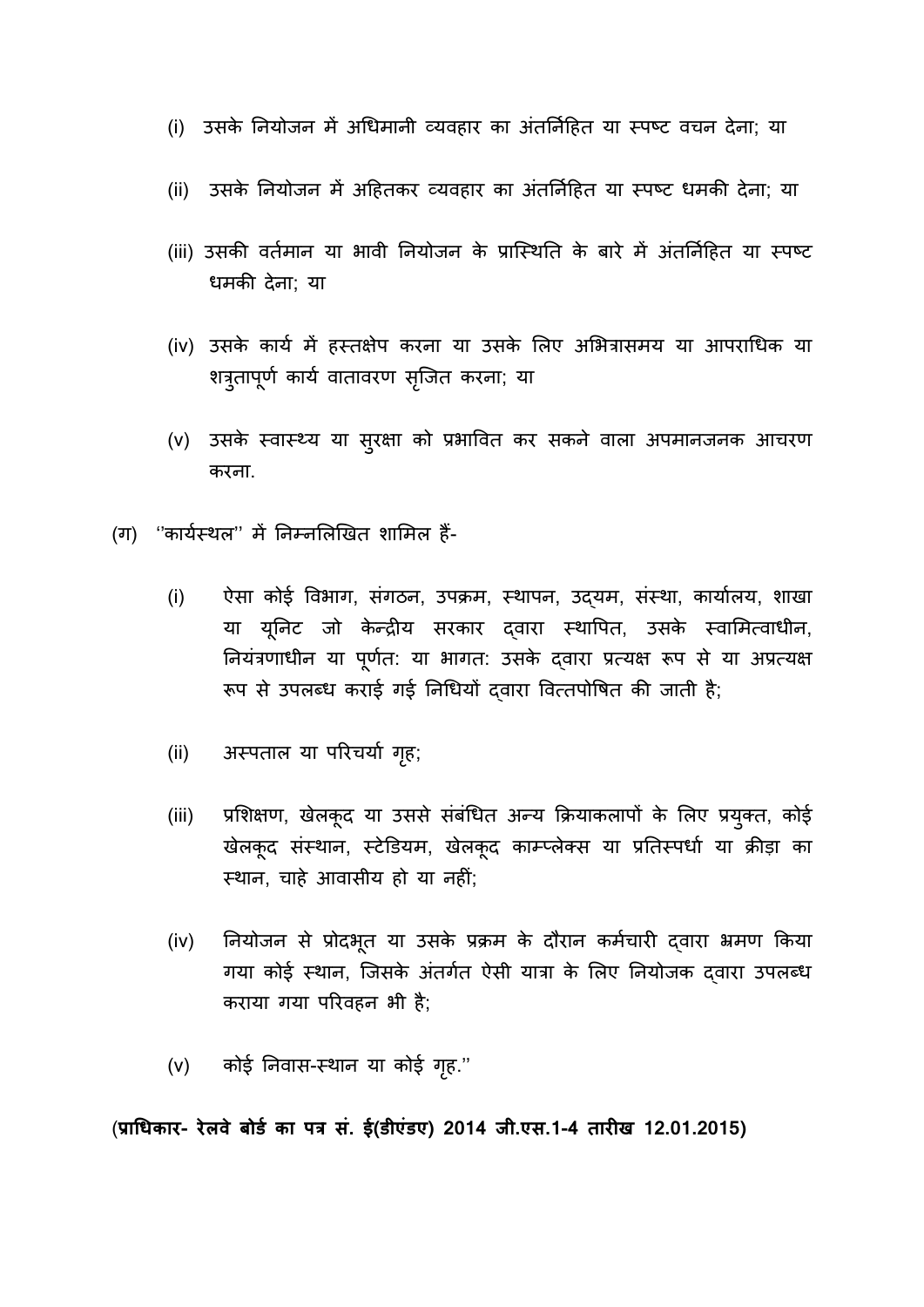(i) उसके नियोजन में अधिमानी व्यवहार का अंतर्निहित या स्पष्ट वचन देना; या

(ii) उसके नियोजन में अहितकर व्यवहार का अंतर्निहित या स्पष्ट धमकी देना; या

(iii) उसकी वर्तमान या भावी नियोजन के प्रास्थिति के बारे में अंतर्निहित या स्पष्ट धमकी देना; या

(iv) उसके कार्य में हस्तक्षेप करना या उसके लिए अभित्रासमय या आपराधिक या शत्रुतापूर्ण कार्य वातावरण सृजित करना; या

(v) उसके स्वास्थ्य या सुरक्षा को प्रभावित कर सकने वाला अपमानजनक आचरण करना.

(ग) ''कार्यस्थल'' में निम्नलिखित शामिल हैं-

(i) ऐसा कोई विभाग, संगठन, उपक्रम, स्थापन, उद्यम, संस्था, कार्यालय, शाखा या यूनिट जो केन्द्रीय सरकार द्वारा स्थापित, उसके स्वामित्वाधीन, नियंत्रणाधीन या पूर्णतः या भागतः उसके द्वारा प्रत्यक्ष रूप से या अप्रत्यक्ष रूप से उपलब्ध कराई गई निधियों द्वारा वित्तपोषित की जाती है;

(ii) अस्पताल या परिचर्या गृह;

(iii) प्रशिक्षण, खेलकूद या उससे संबंधित अन्य क्रियाकलापों के लिए प्रयुक्त, कोई खेलकूद संस्थान, स्टेडियम, खेलकूद काम्प्लेक्स या प्रतिस्पर्धा या क्रीड़ा का स्थान, चाहे आवासीय हो या नहीं;

(iv) नियोजन से प्रोद्भूत या उसके प्रक्रम के दौरान कर्मचारी द्वारा भ्रमण किया गया कोई स्थान, जिसके अंतर्गत ऐसी यात्रा के लिए नियोजक द्वारा उपलब्ध कराया गया परिवहन भी है;

(v) कोई निवास-स्थान या कोई गृह.''

**(प्राधिकार- रेलवे बोर्ड का पत्र सं. ई(डीएंडए) 2014 जी.एस.1-4 तारीख 12.01.2015)**